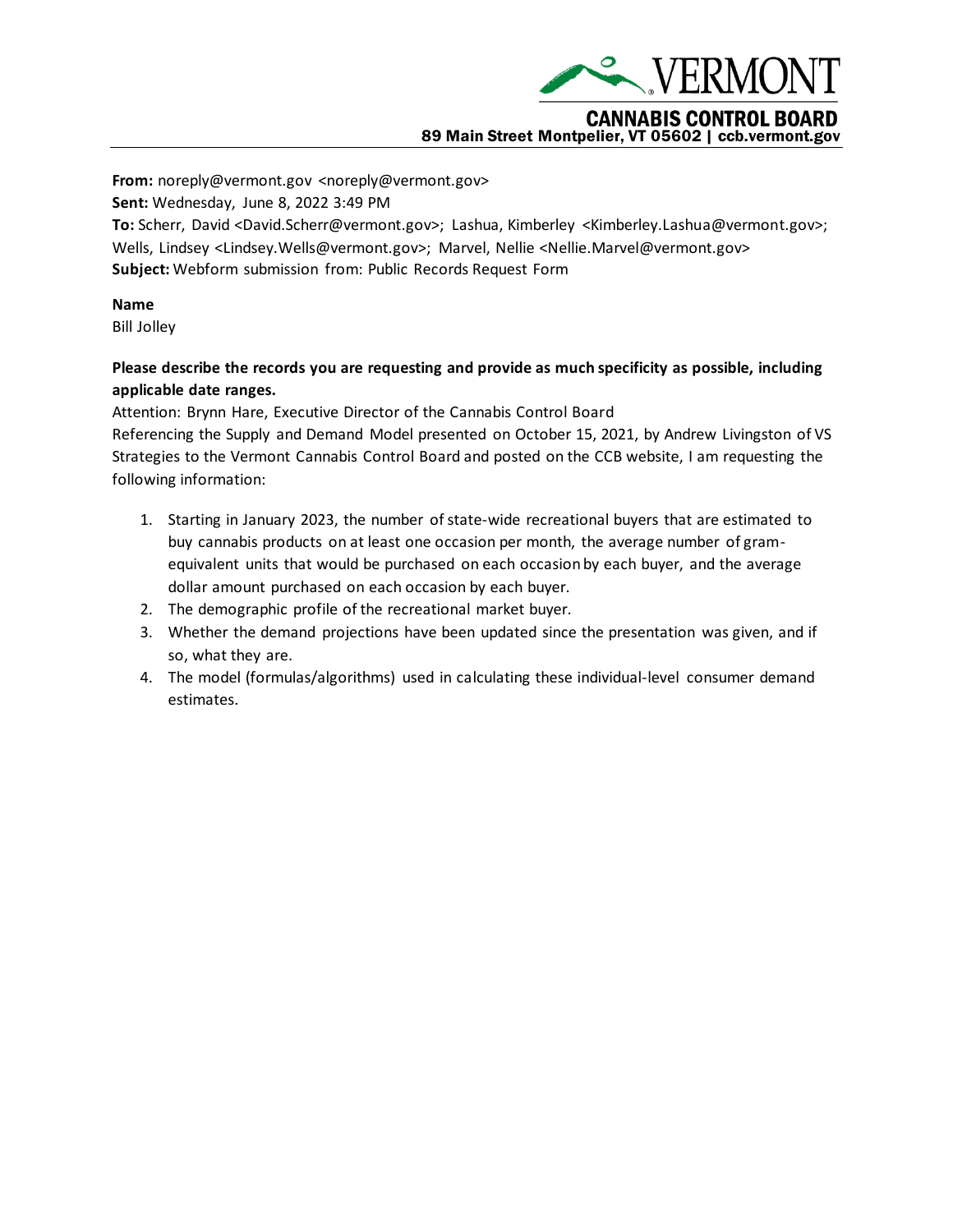VERMONT

CANNABIS CONTROL BOARD
89 Main Street Montpelier, VT 05602 | ccb.vermont.gov

**From:** noreply@vermont.gov <noreply@vermont.gov>
**Sent:** Wednesday, June 8, 2022 3:49 PM
**To:** Scherr, David <David.Scherr@vermont.gov>; Lashua, Kimberley <Kimberley.Lashua@vermont.gov>; Wells, Lindsey <Lindsey.Wells@vermont.gov>; Marvel, Nellie <Nellie.Marvel@vermont.gov>
**Subject:** Webform submission from: Public Records Request Form

**Name**
Bill Jolley

**Please describe the records you are requesting and provide as much specificity as possible, including applicable date ranges.**
Attention: Brynn Hare, Executive Director of the Cannabis Control Board
Referencing the Supply and Demand Model presented on October 15, 2021, by Andrew Livingston of VS Strategies to the Vermont Cannabis Control Board and posted on the CCB website, I am requesting the following information:

1. Starting in January 2023, the number of state-wide recreational buyers that are estimated to buy cannabis products on at least one occasion per month, the average number of gram-equivalent units that would be purchased on each occasion by each buyer, and the average dollar amount purchased on each occasion by each buyer.
2. The demographic profile of the recreational market buyer.
3. Whether the demand projections have been updated since the presentation was given, and if so, what they are.
4. The model (formulas/algorithms) used in calculating these individual-level consumer demand estimates.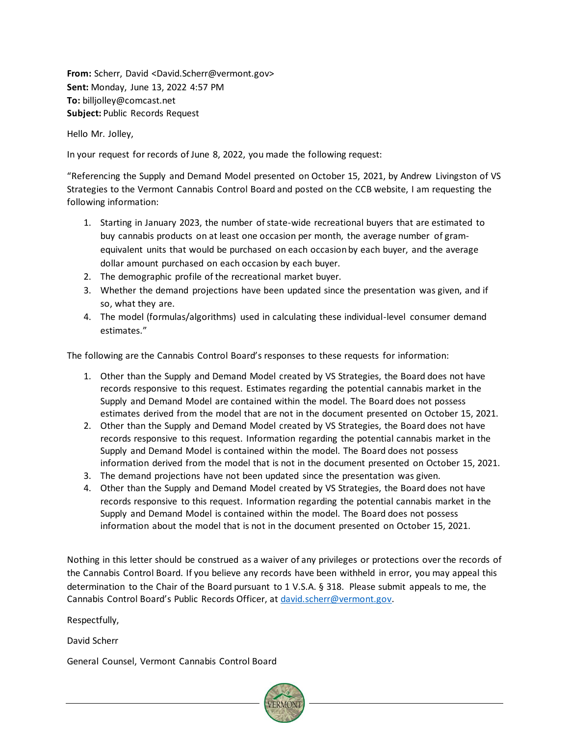**From:** Scherr, David <David.Scherr@vermont.gov>
**Sent:** Monday, June 13, 2022 4:57 PM
**To:** billjolley@comcast.net
**Subject:** Public Records Request

Hello Mr. Jolley,

In your request for records of June 8, 2022, you made the following request:

"Referencing the Supply and Demand Model presented on October 15, 2021, by Andrew Livingston of VS Strategies to the Vermont Cannabis Control Board and posted on the CCB website, I am requesting the following information:

1. Starting in January 2023, the number of state-wide recreational buyers that are estimated to buy cannabis products on at least one occasion per month, the average number of gram-equivalent units that would be purchased on each occasion by each buyer, and the average dollar amount purchased on each occasion by each buyer.
2. The demographic profile of the recreational market buyer.
3. Whether the demand projections have been updated since the presentation was given, and if so, what they are.
4. The model (formulas/algorithms) used in calculating these individual-level consumer demand estimates."

The following are the Cannabis Control Board's responses to these requests for information:

1. Other than the Supply and Demand Model created by VS Strategies, the Board does not have records responsive to this request. Estimates regarding the potential cannabis market in the Supply and Demand Model are contained within the model. The Board does not possess estimates derived from the model that are not in the document presented on October 15, 2021.
2. Other than the Supply and Demand Model created by VS Strategies, the Board does not have records responsive to this request. Information regarding the potential cannabis market in the Supply and Demand Model is contained within the model. The Board does not possess information derived from the model that is not in the document presented on October 15, 2021.
3. The demand projections have not been updated since the presentation was given.
4. Other than the Supply and Demand Model created by VS Strategies, the Board does not have records responsive to this request. Information regarding the potential cannabis market in the Supply and Demand Model is contained within the model. The Board does not possess information about the model that is not in the document presented on October 15, 2021.

Nothing in this letter should be construed as a waiver of any privileges or protections over the records of the Cannabis Control Board. If you believe any records have been withheld in error, you may appeal this determination to the Chair of the Board pursuant to 1 V.S.A. § 318. Please submit appeals to me, the Cannabis Control Board's Public Records Officer, at david.scherr@vermont.gov.

Respectfully,

David Scherr

General Counsel, Vermont Cannabis Control Board